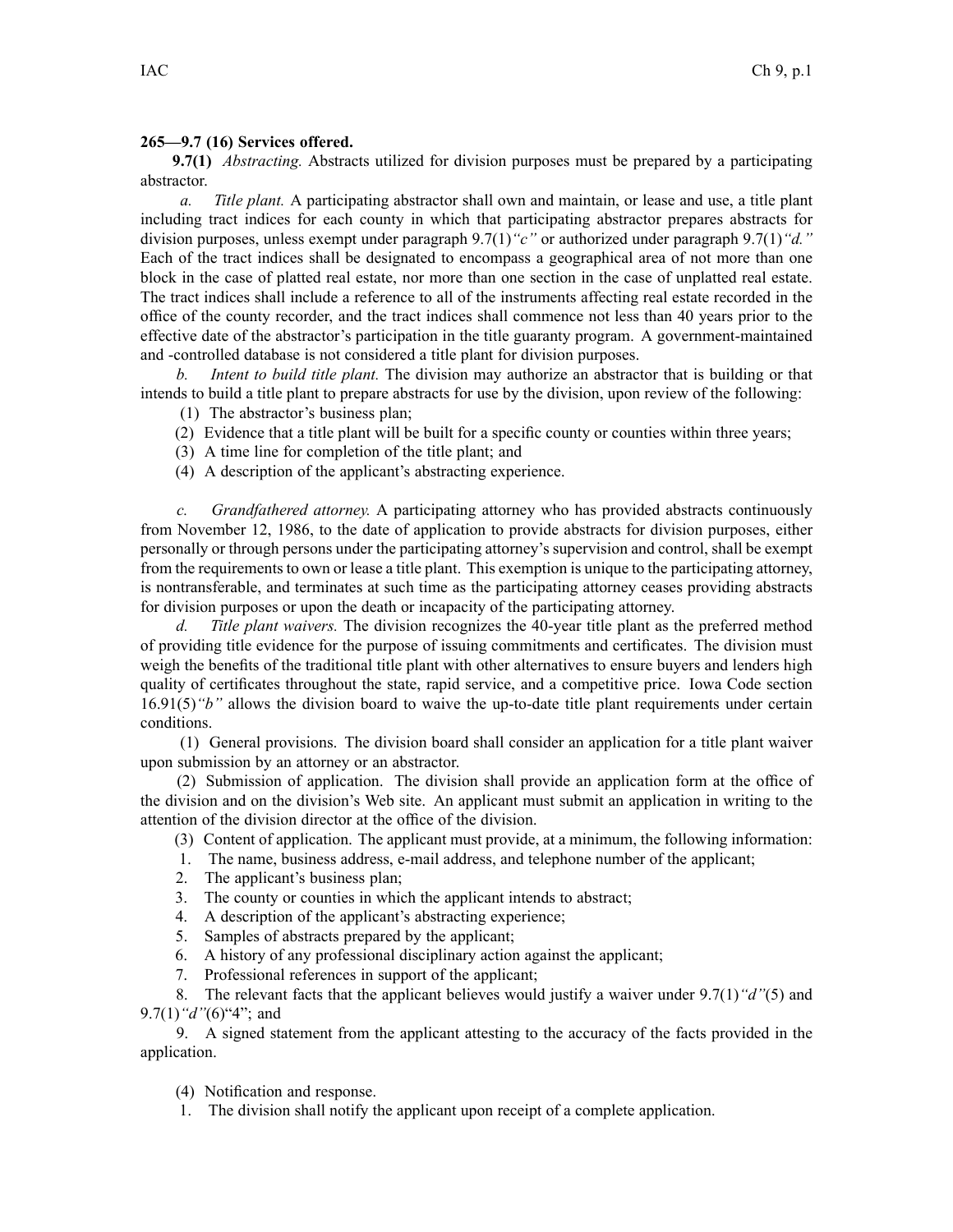**265—9.7 (16) Services offered.**

**9.7(1)** *Abstracting.* Abstracts utilized for division purposes must be prepared by a participating abstractor.

*a.* *Title plant.* A participating abstractor shall own and maintain, or lease and use, a title plant including tract indices for each county in which that participating abstractor prepares abstracts for division purposes, unless exempt under paragraph 9.7(1)*"c"* or authorized under paragraph 9.7(1)*"d."* Each of the tract indices shall be designated to encompass a geographical area of not more than one block in the case of platted real estate, nor more than one section in the case of unplatted real estate. The tract indices shall include a reference to all of the instruments affecting real estate recorded in the office of the county recorder, and the tract indices shall commence not less than 40 years prior to the effective date of the abstractor's participation in the title guaranty program. A government-maintained and -controlled database is not considered a title plant for division purposes.

*b.* *Intent to build title plant.* The division may authorize an abstractor that is building or that intends to build a title plant to prepare abstracts for use by the division, upon review of the following:

(1) The abstractor's business plan;

(2) Evidence that a title plant will be built for a specific county or counties within three years;

(3) A time line for completion of the title plant; and

(4) A description of the applicant's abstracting experience.

*c.* *Grandfathered attorney.* A participating attorney who has provided abstracts continuously from November 12, 1986, to the date of application to provide abstracts for division purposes, either personally or through persons under the participating attorney's supervision and control, shall be exempt from the requirements to own or lease a title plant. This exemption is unique to the participating attorney, is nontransferable, and terminates at such time as the participating attorney ceases providing abstracts for division purposes or upon the death or incapacity of the participating attorney.

*d.* *Title plant waivers.* The division recognizes the 40-year title plant as the preferred method of providing title evidence for the purpose of issuing commitments and certificates. The division must weigh the benefits of the traditional title plant with other alternatives to ensure buyers and lenders high quality of certificates throughout the state, rapid service, and a competitive price. Iowa Code section 16.91(5)*"b"* allows the division board to waive the up-to-date title plant requirements under certain conditions.

(1) General provisions. The division board shall consider an application for a title plant waiver upon submission by an attorney or an abstractor.

(2) Submission of application. The division shall provide an application form at the office of the division and on the division's Web site. An applicant must submit an application in writing to the attention of the division director at the office of the division.

(3) Content of application. The applicant must provide, at a minimum, the following information:

1. The name, business address, e-mail address, and telephone number of the applicant;
2. The applicant's business plan;
3. The county or counties in which the applicant intends to abstract;
4. A description of the applicant's abstracting experience;
5. Samples of abstracts prepared by the applicant;
6. A history of any professional disciplinary action against the applicant;
7. Professional references in support of the applicant;
8. The relevant facts that the applicant believes would justify a waiver under 9.7(1)*"d"*(5) and 9.7(1)*"d"*(6)"4"; and
9. A signed statement from the applicant attesting to the accuracy of the facts provided in the application.

(4) Notification and response.

1. The division shall notify the applicant upon receipt of a complete application.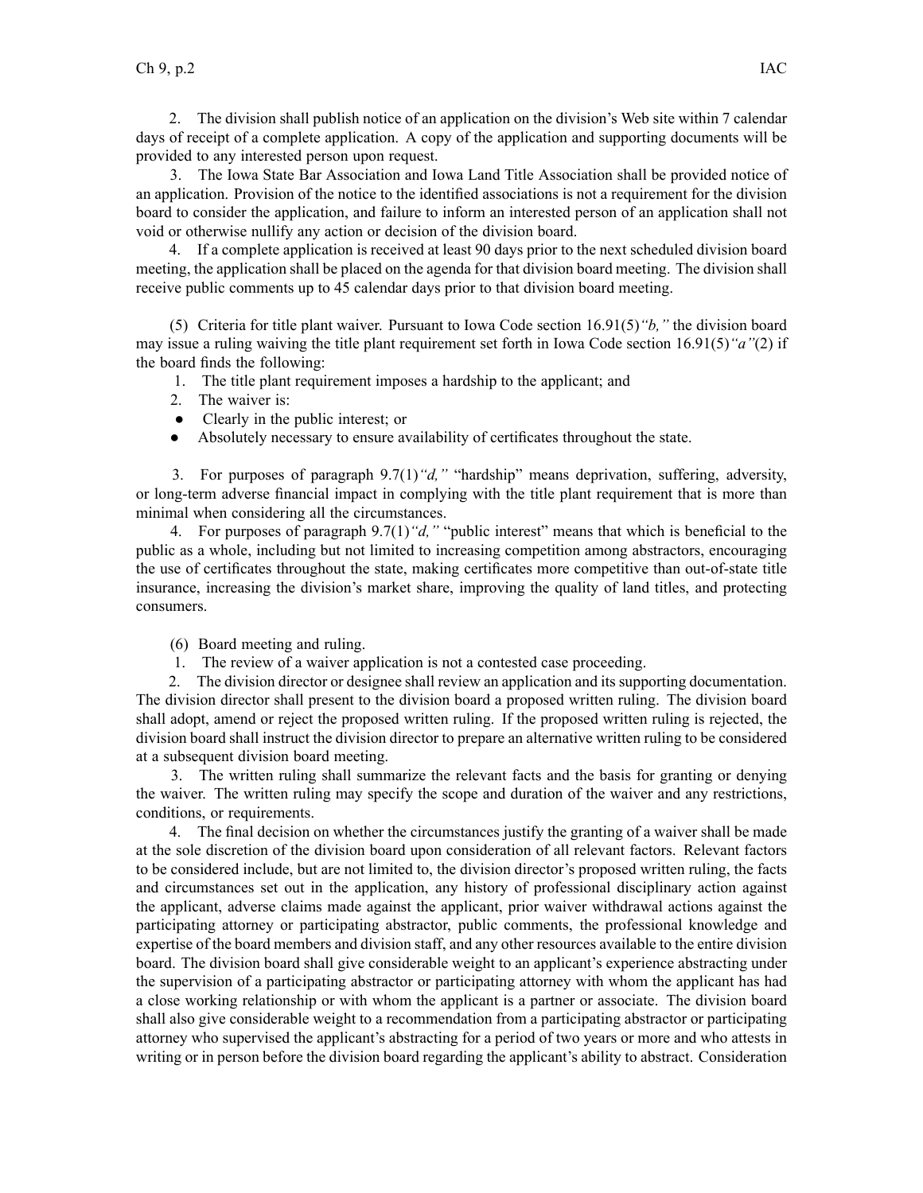2. The division shall publish notice of an application on the division's Web site within 7 calendar days of receipt of a complete application. A copy of the application and supporting documents will be provided to any interested person upon request.

3. The Iowa State Bar Association and Iowa Land Title Association shall be provided notice of an application. Provision of the notice to the identified associations is not a requirement for the division board to consider the application, and failure to inform an interested person of an application shall not void or otherwise nullify any action or decision of the division board.

4. If a complete application is received at least 90 days prior to the next scheduled division board meeting, the application shall be placed on the agenda for that division board meeting. The division shall receive public comments up to 45 calendar days prior to that division board meeting.

(5) Criteria for title plant waiver. Pursuant to Iowa Code section 16.91(5)*"b,"* the division board may issue a ruling waiving the title plant requirement set forth in Iowa Code section 16.91(5)*"a"*(2) if the board finds the following:

1. The title plant requirement imposes a hardship to the applicant; and
2. The waiver is:
   - Clearly in the public interest; or
   - Absolutely necessary to ensure availability of certificates throughout the state.

3. For purposes of paragraph 9.7(1)*"d,"* "hardship" means deprivation, suffering, adversity, or long-term adverse financial impact in complying with the title plant requirement that is more than minimal when considering all the circumstances.

4. For purposes of paragraph 9.7(1)*"d,"* "public interest" means that which is beneficial to the public as a whole, including but not limited to increasing competition among abstractors, encouraging the use of certificates throughout the state, making certificates more competitive than out-of-state title insurance, increasing the division's market share, improving the quality of land titles, and protecting consumers.

(6) Board meeting and ruling.

1. The review of a waiver application is not a contested case proceeding.

2. The division director or designee shall review an application and its supporting documentation. The division director shall present to the division board a proposed written ruling. The division board shall adopt, amend or reject the proposed written ruling. If the proposed written ruling is rejected, the division board shall instruct the division director to prepare an alternative written ruling to be considered at a subsequent division board meeting.

3. The written ruling shall summarize the relevant facts and the basis for granting or denying the waiver. The written ruling may specify the scope and duration of the waiver and any restrictions, conditions, or requirements.

4. The final decision on whether the circumstances justify the granting of a waiver shall be made at the sole discretion of the division board upon consideration of all relevant factors. Relevant factors to be considered include, but are not limited to, the division director's proposed written ruling, the facts and circumstances set out in the application, any history of professional disciplinary action against the applicant, adverse claims made against the applicant, prior waiver withdrawal actions against the participating attorney or participating abstractor, public comments, the professional knowledge and expertise of the board members and division staff, and any other resources available to the entire division board. The division board shall give considerable weight to an applicant's experience abstracting under the supervision of a participating abstractor or participating attorney with whom the applicant has had a close working relationship or with whom the applicant is a partner or associate. The division board shall also give considerable weight to a recommendation from a participating abstractor or participating attorney who supervised the applicant's abstracting for a period of two years or more and who attests in writing or in person before the division board regarding the applicant's ability to abstract. Consideration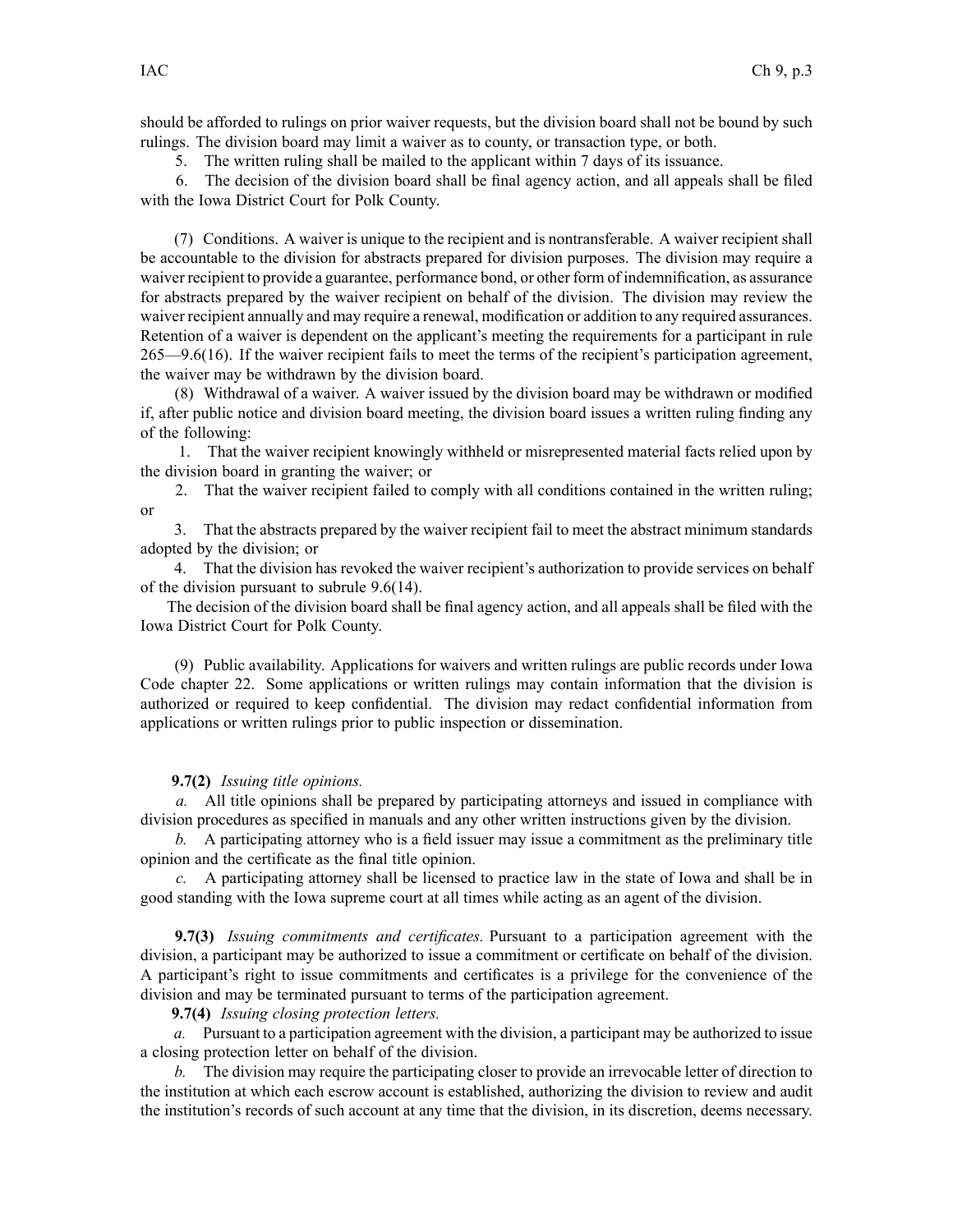should be afforded to rulings on prior waiver requests, but the division board shall not be bound by such rulings. The division board may limit a waiver as to county, or transaction type, or both.

5. The written ruling shall be mailed to the applicant within 7 days of its issuance.

6. The decision of the division board shall be final agency action, and all appeals shall be filed with the Iowa District Court for Polk County.

(7) Conditions. A waiver is unique to the recipient and is nontransferable. A waiver recipient shall be accountable to the division for abstracts prepared for division purposes. The division may require a waiver recipient to provide a guarantee, performance bond, or other form of indemnification, as assurance for abstracts prepared by the waiver recipient on behalf of the division. The division may review the waiver recipient annually and may require a renewal, modification or addition to any required assurances. Retention of a waiver is dependent on the applicant's meeting the requirements for a participant in rule 265—9.6(16). If the waiver recipient fails to meet the terms of the recipient's participation agreement, the waiver may be withdrawn by the division board.

(8) Withdrawal of a waiver. A waiver issued by the division board may be withdrawn or modified if, after public notice and division board meeting, the division board issues a written ruling finding any of the following:

1. That the waiver recipient knowingly withheld or misrepresented material facts relied upon by the division board in granting the waiver; or

2. That the waiver recipient failed to comply with all conditions contained in the written ruling; or

3. That the abstracts prepared by the waiver recipient fail to meet the abstract minimum standards adopted by the division; or

4. That the division has revoked the waiver recipient's authorization to provide services on behalf of the division pursuant to subrule 9.6(14).

The decision of the division board shall be final agency action, and all appeals shall be filed with the Iowa District Court for Polk County.

(9) Public availability. Applications for waivers and written rulings are public records under Iowa Code chapter 22. Some applications or written rulings may contain information that the division is authorized or required to keep confidential. The division may redact confidential information from applications or written rulings prior to public inspection or dissemination.

**9.7(2)** *Issuing title opinions.*

*a.* All title opinions shall be prepared by participating attorneys and issued in compliance with division procedures as specified in manuals and any other written instructions given by the division.

*b.* A participating attorney who is a field issuer may issue a commitment as the preliminary title opinion and the certificate as the final title opinion.

*c.* A participating attorney shall be licensed to practice law in the state of Iowa and shall be in good standing with the Iowa supreme court at all times while acting as an agent of the division.

**9.7(3)** *Issuing commitments and certificates.* Pursuant to a participation agreement with the division, a participant may be authorized to issue a commitment or certificate on behalf of the division. A participant's right to issue commitments and certificates is a privilege for the convenience of the division and may be terminated pursuant to terms of the participation agreement.

**9.7(4)** *Issuing closing protection letters.*

*a.* Pursuant to a participation agreement with the division, a participant may be authorized to issue a closing protection letter on behalf of the division.

*b.* The division may require the participating closer to provide an irrevocable letter of direction to the institution at which each escrow account is established, authorizing the division to review and audit the institution's records of such account at any time that the division, in its discretion, deems necessary.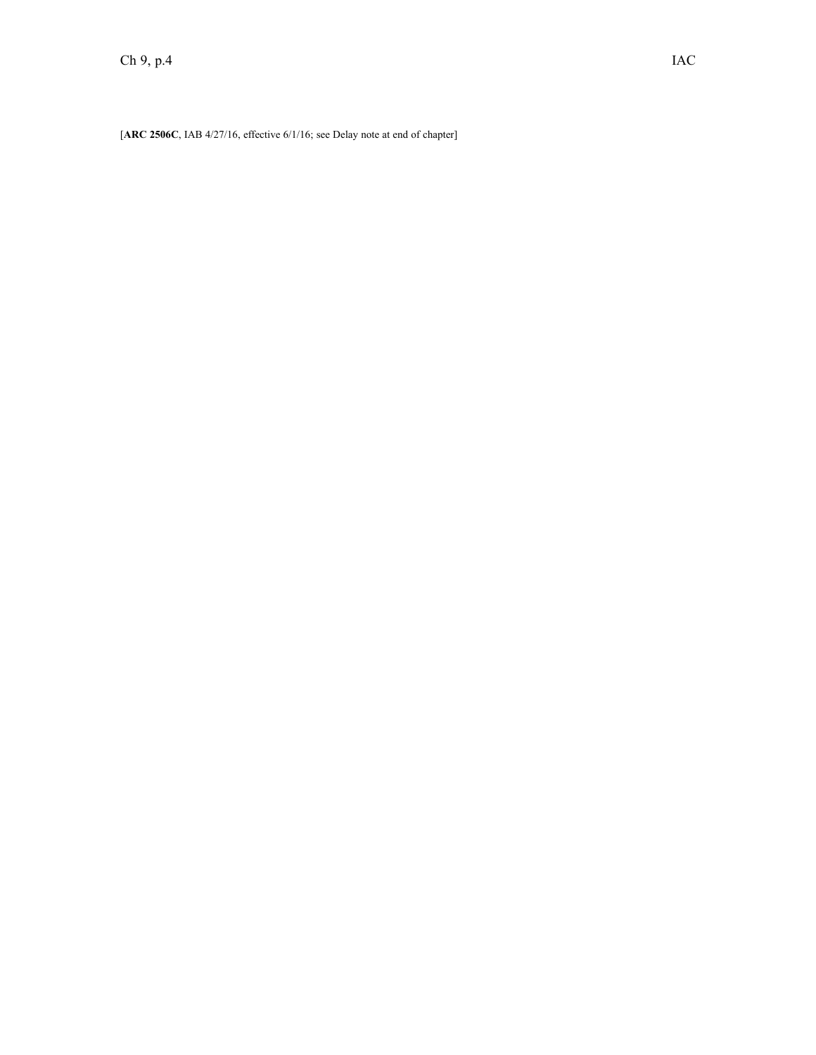[**ARC 2506C**, IAB 4/27/16, effective 6/1/16; see Delay note at end of chapter]